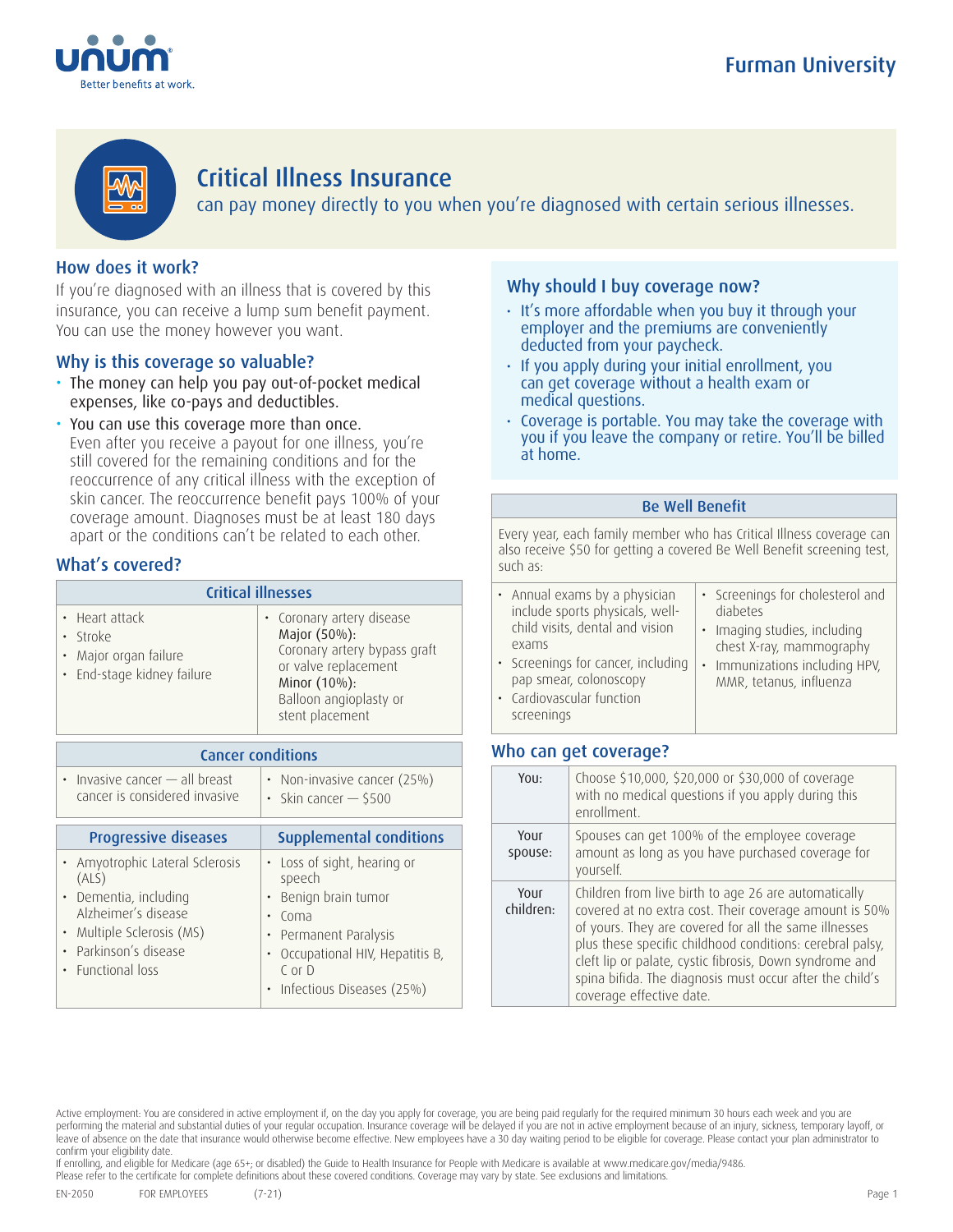Furman University

# Critical Illness Insurance

can pay money directly to you when you're diagnosed with certain serious illnesses.

## How does it work?

If you're diagnosed with an illness that is covered by this insurance, you can receive a lump sum benefit payment. You can use the money however you want.

## Why is this coverage so valuable?

- The money can help you pay out-of-pocket medical expenses, like co-pays and deductibles.
- You can use this coverage more than once.
  Even after you receive a payout for one illness, you're still covered for the remaining conditions and for the reoccurrence of any critical illness with the exception of skin cancer. The reoccurrence benefit pays 100% of your coverage amount. Diagnoses must be at least 180 days apart or the conditions can't be related to each other.

## What's covered?

| Critical illnesses | |
|---|---|
| • Heart attack<br>• Stroke<br>• Major organ failure<br>• End-stage kidney failure | • Coronary artery disease<br>Major (50%):<br>Coronary artery bypass graft or valve replacement<br>Minor (10%):<br>Balloon angioplasty or stent placement |

| Cancer conditions | |
|---|---|
| • Invasive cancer — all breast cancer is considered invasive | • Non-invasive cancer (25%)<br>• Skin cancer — $500 |

| Progressive diseases | Supplemental conditions |
|---|---|
| • Amyotrophic Lateral Sclerosis (ALS)<br>• Dementia, including Alzheimer's disease<br>• Multiple Sclerosis (MS)<br>• Parkinson's disease<br>• Functional loss | • Loss of sight, hearing or speech<br>• Benign brain tumor<br>• Coma<br>• Permanent Paralysis<br>• Occupational HIV, Hepatitis B, C or D<br>• Infectious Diseases (25%) |

## Why should I buy coverage now?

- It's more affordable when you buy it through your employer and the premiums are conveniently deducted from your paycheck.
- If you apply during your initial enrollment, you can get coverage without a health exam or medical questions.
- Coverage is portable. You may take the coverage with you if you leave the company or retire. You'll be billed at home.

| Be Well Benefit | |
|---|---|
| Every year, each family member who has Critical Illness coverage can also receive $50 for getting a covered Be Well Benefit screening test, such as: | |
| • Annual exams by a physician include sports physicals, well-child visits, dental and vision exams<br>• Screenings for cancer, including pap smear, colonoscopy<br>• Cardiovascular function screenings | • Screenings for cholesterol and diabetes<br>• Imaging studies, including chest X-ray, mammography<br>• Immunizations including HPV, MMR, tetanus, influenza |

## Who can get coverage?

| | |
|---|---|
| You: | Choose $10,000, $20,000 or $30,000 of coverage with no medical questions if you apply during this enrollment. |
| Your spouse: | Spouses can get 100% of the employee coverage amount as long as you have purchased coverage for yourself. |
| Your children: | Children from live birth to age 26 are automatically covered at no extra cost. Their coverage amount is 50% of yours. They are covered for all the same illnesses plus these specific childhood conditions: cerebral palsy, cleft lip or palate, cystic fibrosis, Down syndrome and spina bifida. The diagnosis must occur after the child's coverage effective date. |

Active employment: You are considered in active employment if, on the day you apply for coverage, you are being paid regularly for the required minimum 30 hours each week and you are performing the material and substantial duties of your regular occupation. Insurance coverage will be delayed if you are not in active employment because of an injury, sickness, temporary layoff, or leave of absence on the date that insurance would otherwise become effective. New employees have a 30 day waiting period to be eligible for coverage. Please contact your plan administrator to confirm your eligibility date.
If enrolling, and eligible for Medicare (age 65+; or disabled) the Guide to Health Insurance for People with Medicare is available at www.medicare.gov/media/9486.
Please refer to the certificate for complete definitions about these covered conditions. Coverage may vary by state. See exclusions and limitations.

EN-2050 FOR EMPLOYEES (7-21)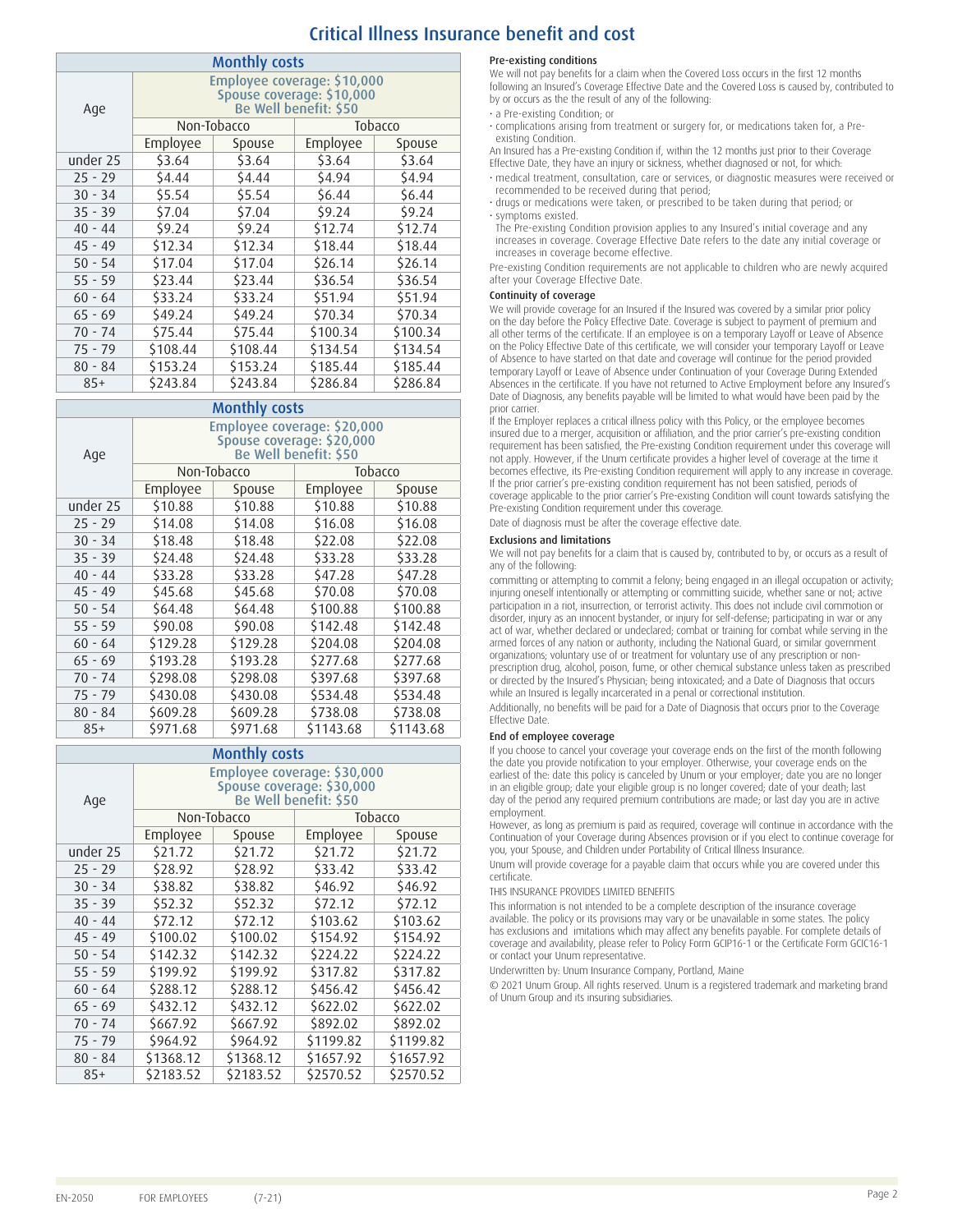# Critical Illness Insurance benefit and cost

| Monthly costs | | | | |
|---|---|---|---|---|
| Age | Employee coverage: $10,000 Spouse coverage: $10,000 Be Well benefit: $50 | | | |
| | Non-Tobacco | | Tobacco | |
| | Employee | Spouse | Employee | Spouse |
| under 25 | $3.64 | $3.64 | $3.64 | $3.64 |
| 25 - 29 | $4.44 | $4.44 | $4.94 | $4.94 |
| 30 - 34 | $5.54 | $5.54 | $6.44 | $6.44 |
| 35 - 39 | $7.04 | $7.04 | $9.24 | $9.24 |
| 40 - 44 | $9.24 | $9.24 | $12.74 | $12.74 |
| 45 - 49 | $12.34 | $12.34 | $18.44 | $18.44 |
| 50 - 54 | $17.04 | $17.04 | $26.14 | $26.14 |
| 55 - 59 | $23.44 | $23.44 | $36.54 | $36.54 |
| 60 - 64 | $33.24 | $33.24 | $51.94 | $51.94 |
| 65 - 69 | $49.24 | $49.24 | $70.34 | $70.34 |
| 70 - 74 | $75.44 | $75.44 | $100.34 | $100.34 |
| 75 - 79 | $108.44 | $108.44 | $134.54 | $134.54 |
| 80 - 84 | $153.24 | $153.24 | $185.44 | $185.44 |
| 85+ | $243.84 | $243.84 | $286.84 | $286.84 |

| Monthly costs | | | | |
|---|---|---|---|---|
| Age | Employee coverage: $20,000 Spouse coverage: $20,000 Be Well benefit: $50 | | | |
| | Non-Tobacco | | Tobacco | |
| | Employee | Spouse | Employee | Spouse |
| under 25 | $10.88 | $10.88 | $10.88 | $10.88 |
| 25 - 29 | $14.08 | $14.08 | $16.08 | $16.08 |
| 30 - 34 | $18.48 | $18.48 | $22.08 | $22.08 |
| 35 - 39 | $24.48 | $24.48 | $33.28 | $33.28 |
| 40 - 44 | $33.28 | $33.28 | $47.28 | $47.28 |
| 45 - 49 | $45.68 | $45.68 | $70.08 | $70.08 |
| 50 - 54 | $64.48 | $64.48 | $100.88 | $100.88 |
| 55 - 59 | $90.08 | $90.08 | $142.48 | $142.48 |
| 60 - 64 | $129.28 | $129.28 | $204.08 | $204.08 |
| 65 - 69 | $193.28 | $193.28 | $277.68 | $277.68 |
| 70 - 74 | $298.08 | $298.08 | $397.68 | $397.68 |
| 75 - 79 | $430.08 | $430.08 | $534.48 | $534.48 |
| 80 - 84 | $609.28 | $609.28 | $738.08 | $738.08 |
| 85+ | $971.68 | $971.68 | $1143.68 | $1143.68 |

| Monthly costs | | | | |
|---|---|---|---|---|
| Age | Employee coverage: $30,000 Spouse coverage: $30,000 Be Well benefit: $50 | | | |
| | Non-Tobacco | | Tobacco | |
| | Employee | Spouse | Employee | Spouse |
| under 25 | $21.72 | $21.72 | $21.72 | $21.72 |
| 25 - 29 | $28.92 | $28.92 | $33.42 | $33.42 |
| 30 - 34 | $38.82 | $38.82 | $46.92 | $46.92 |
| 35 - 39 | $52.32 | $52.32 | $72.12 | $72.12 |
| 40 - 44 | $72.12 | $72.12 | $103.62 | $103.62 |
| 45 - 49 | $100.02 | $100.02 | $154.92 | $154.92 |
| 50 - 54 | $142.32 | $142.32 | $224.22 | $224.22 |
| 55 - 59 | $199.92 | $199.92 | $317.82 | $317.82 |
| 60 - 64 | $288.12 | $288.12 | $456.42 | $456.42 |
| 65 - 69 | $432.12 | $432.12 | $622.02 | $622.02 |
| 70 - 74 | $667.92 | $667.92 | $892.02 | $892.02 |
| 75 - 79 | $964.92 | $964.92 | $1199.82 | $1199.82 |
| 80 - 84 | $1368.12 | $1368.12 | $1657.92 | $1657.92 |
| 85+ | $2183.52 | $2183.52 | $2570.52 | $2570.52 |

### Pre-existing conditions

We will not pay benefits for a claim when the Covered Loss occurs in the first 12 months following an Insured's Coverage Effective Date and the Covered Loss is caused by, contributed to by or occurs as the result of any of the following:

- a Pre-existing Condition; or
- complications arising from treatment or surgery for, or medications taken for, a Pre-existing Condition.

An Insured has a Pre-existing Condition if, within the 12 months just prior to their Coverage Effective Date, they have an injury or sickness, whether diagnosed or not, for which:

- medical treatment, consultation, care or services, or diagnostic measures were received or recommended to be received during that period;
- drugs or medications were taken, or prescribed to be taken during that period; or
- symptoms existed.

The Pre-existing Condition provision applies to any Insured's initial coverage and any increases in coverage. Coverage Effective Date refers to the date any initial coverage or increases in coverage become effective.

Pre-existing Condition requirements are not applicable to children who are newly acquired after your Coverage Effective Date.

### Continuity of coverage

We will provide coverage for an Insured if the Insured was covered by a similar prior policy on the day before the Policy Effective Date. Coverage is subject to payment of premium and all other terms of the certificate. If an employee is on a temporary Layoff or Leave of Absence on the Policy Effective Date of this certificate, we will consider your temporary Layoff or Leave of Absence to have started on that date and coverage will continue for the period provided temporary Layoff or Leave of Absence under Continuation of your Coverage During Extended Absences in the certificate. If you have not returned to Active Employment before any Insured's Date of Diagnosis, any benefits payable will be limited to what would have been paid by the prior carrier.

If the Employer replaces a critical illness policy with this Policy, or the employee becomes insured due to a merger, acquisition or affiliation, and the prior carrier's pre-existing condition requirement has been satisfied, the Pre-existing Condition requirement under this coverage will not apply. However, if the Unum certificate provides a higher level of coverage at the time it becomes effective, its Pre-existing Condition requirement will apply to any increase in coverage. If the prior carrier's pre-existing condition requirement has not been satisfied, periods of coverage applicable to the prior carrier's Pre-existing Condition will count towards satisfying the Pre-existing Condition requirement under this coverage.

Date of diagnosis must be after the coverage effective date.

### Exclusions and limitations

We will not pay benefits for a claim that is caused by, contributed to by, or occurs as a result of any of the following:

committing or attempting to commit a felony; being engaged in an illegal occupation or activity; injuring oneself intentionally or attempting or committing suicide, whether sane or not; active participation in a riot, insurrection, or terrorist activity. This does not include civil commotion or disorder, injury as an innocent bystander, or injury for self-defense; participating in war or any act of war, whether declared or undeclared; combat or training for combat while serving in the armed forces of any nation or authority, including the National Guard, or similar government organizations; voluntary use of or treatment for voluntary use of any prescription or non-prescription drug, alcohol, poison, fume, or other chemical substance unless taken as prescribed or directed by the Insured's Physician; being intoxicated; and a Date of Diagnosis that occurs while an Insured is legally incarcerated in a penal or correctional institution.

Additionally, no benefits will be paid for a Date of Diagnosis that occurs prior to the Coverage Effective Date.

### End of employee coverage

If you choose to cancel your coverage your coverage ends on the first of the month following the date you provide notification to your employer. Otherwise, your coverage ends on the earliest of the: date this policy is canceled by Unum or your employer; date you are no longer in an eligible group; date your eligible group is no longer covered; date of your death; last day of the period any required premium contributions are made; or last day you are in active employment.

However, as long as premium is paid as required, coverage will continue in accordance with the Continuation of your Coverage during Absences provision or if you elect to continue coverage for you, your Spouse, and Children under Portability of Critical Illness Insurance.

Unum will provide coverage for a payable claim that occurs while you are covered under this certificate.

THIS INSURANCE PROVIDES LIMITED BENEFITS

This information is not intended to be a complete description of the insurance coverage available. The policy or its provisions may vary or be unavailable in some states. The policy has exclusions and imitations which may affect any benefits payable. For complete details of coverage and availability, please refer to Policy Form GCIP16-1 or the Certificate Form GCIC16-1 or contact your Unum representative.

Underwritten by: Unum Insurance Company, Portland, Maine

© 2021 Unum Group. All rights reserved. Unum is a registered trademark and marketing brand of Unum Group and its insuring subsidiaries.

EN-2050 FOR EMPLOYEES (7-21)